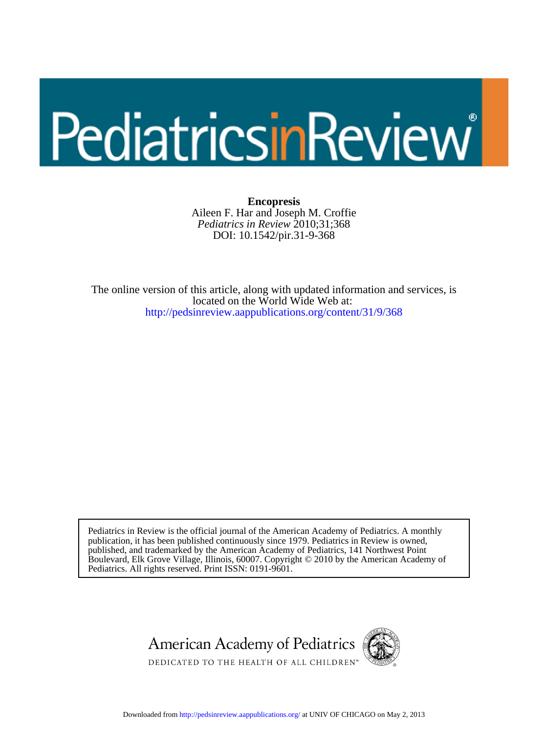# Encopresis

Aileen F. Har and Joseph M. Croffie

*Pediatrics in Review* 2010;31;368

DOI: 10.1542/pir.31-9-368

The online version of this article, along with updated information and services, is located on the World Wide Web at:

http://pedsinreview.aappublications.org/content/31/9/368

Pediatrics in Review is the official journal of the American Academy of Pediatrics. A monthly publication, it has been published continuously since 1979. Pediatrics in Review is owned, published, and trademarked by the American Academy of Pediatrics, 141 Northwest Point Boulevard, Elk Grove Village, Illinois, 60007. Copyright © 2010 by the American Academy of Pediatrics. All rights reserved. Print ISSN: 0191-9601.

American Academy of Pediatrics

DEDICATED TO THE HEALTH OF ALL CHILDREN™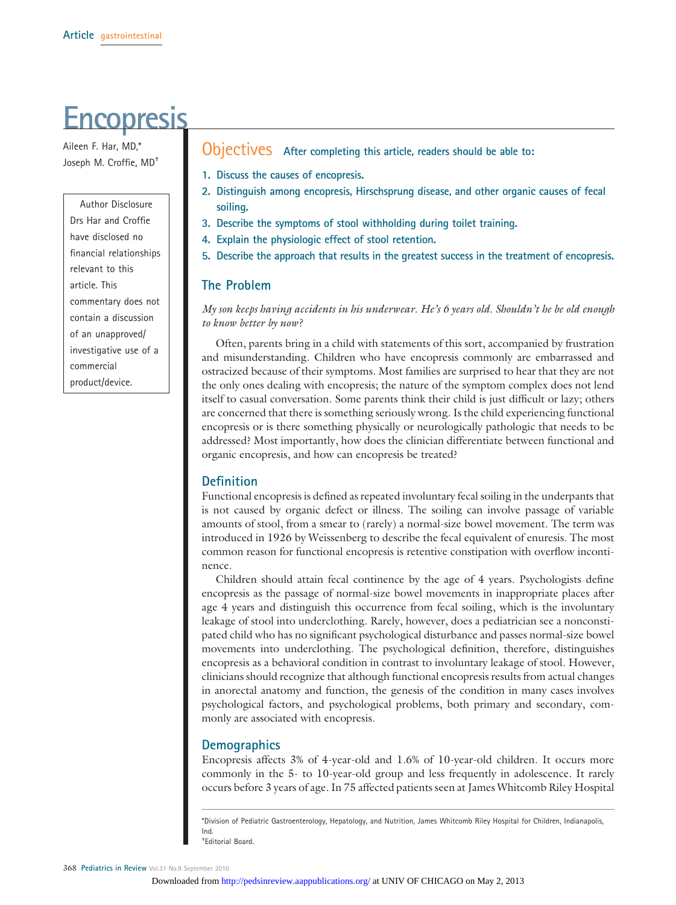Article gastrointestinal

# Encopresis

Aileen F. Har, MD,* Joseph M. Croffie, MD†

Author Disclosure
Drs Har and Croffie have disclosed no financial relationships relevant to this article. This commentary does not contain a discussion of an unapproved/investigative use of a commercial product/device.

## Objectives After completing this article, readers should be able to:

1. Discuss the causes of encopresis.
2. Distinguish among encopresis, Hirschsprung disease, and other organic causes of fecal soiling.
3. Describe the symptoms of stool withholding during toilet training.
4. Explain the physiologic effect of stool retention.
5. Describe the approach that results in the greatest success in the treatment of encopresis.

## The Problem

*My son keeps having accidents in his underwear. He's 6 years old. Shouldn't he be old enough to know better by now?*

Often, parents bring in a child with statements of this sort, accompanied by frustration and misunderstanding. Children who have encopresis commonly are embarrassed and ostracized because of their symptoms. Most families are surprised to hear that they are not the only ones dealing with encopresis; the nature of the symptom complex does not lend itself to casual conversation. Some parents think their child is just difficult or lazy; others are concerned that there is something seriously wrong. Is the child experiencing functional encopresis or is there something physically or neurologically pathologic that needs to be addressed? Most importantly, how does the clinician differentiate between functional and organic encopresis, and how can encopresis be treated?

## Definition

Functional encopresis is defined as repeated involuntary fecal soiling in the underpants that is not caused by organic defect or illness. The soiling can involve passage of variable amounts of stool, from a smear to (rarely) a normal-size bowel movement. The term was introduced in 1926 by Weissenberg to describe the fecal equivalent of enuresis. The most common reason for functional encopresis is retentive constipation with overflow incontinence.

Children should attain fecal continence by the age of 4 years. Psychologists define encopresis as the passage of normal-size bowel movements in inappropriate places after age 4 years and distinguish this occurrence from fecal soiling, which is the involuntary leakage of stool into underclothing. Rarely, however, does a pediatrician see a nonconstipated child who has no significant psychological disturbance and passes normal-size bowel movements into underclothing. The psychological definition, therefore, distinguishes encopresis as a behavioral condition in contrast to involuntary leakage of stool. However, clinicians should recognize that although functional encopresis results from actual changes in anorectal anatomy and function, the genesis of the condition in many cases involves psychological factors, and psychological problems, both primary and secondary, commonly are associated with encopresis.

## Demographics

Encopresis affects 3% of 4-year-old and 1.6% of 10-year-old children. It occurs more commonly in the 5- to 10-year-old group and less frequently in adolescence. It rarely occurs before 3 years of age. In 75 affected patients seen at James Whitcomb Riley Hospital

*Division of Pediatric Gastroenterology, Hepatology, and Nutrition, James Whitcomb Riley Hospital for Children, Indianapolis, Ind.
†Editorial Board.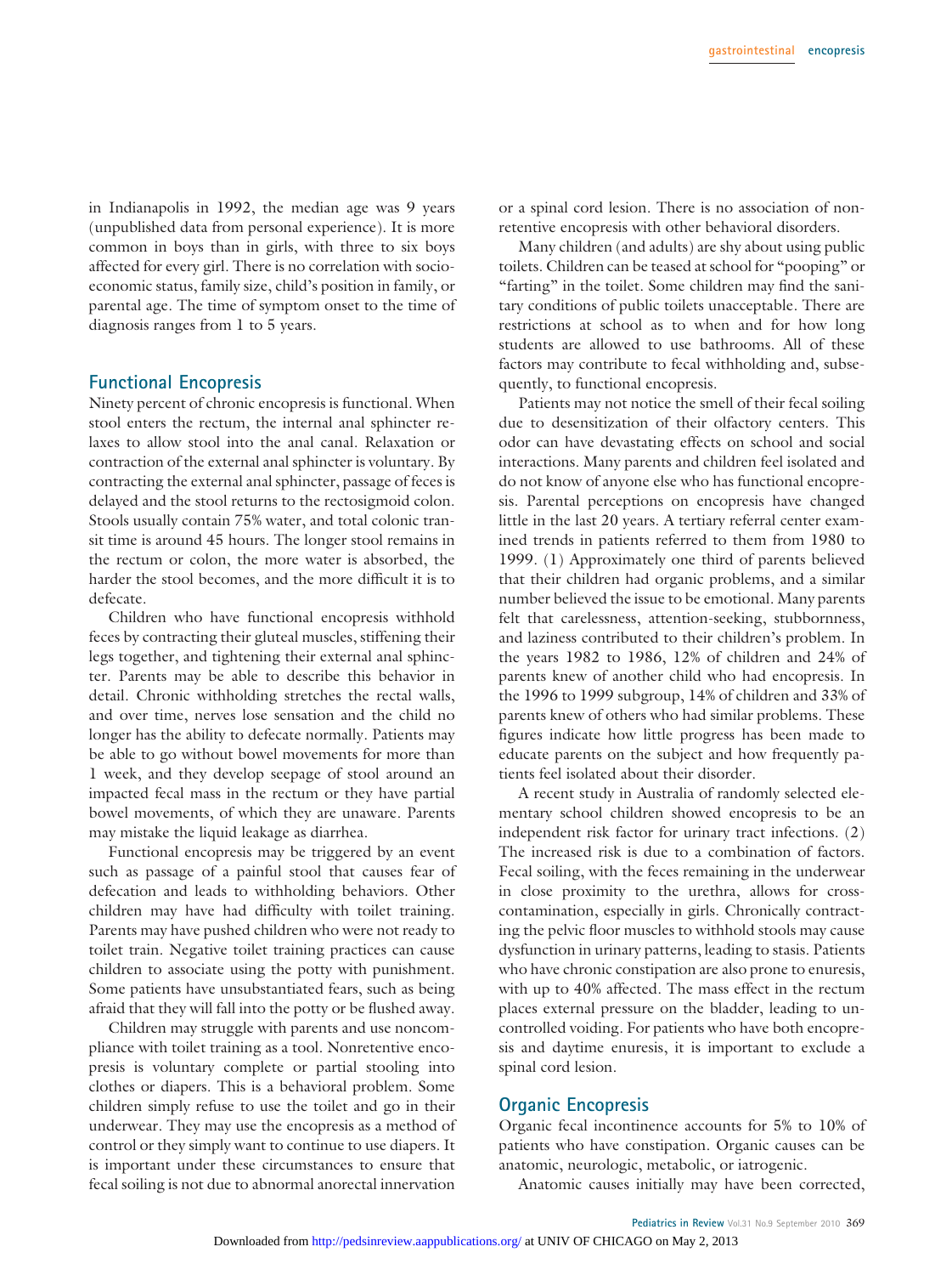in Indianapolis in 1992, the median age was 9 years (unpublished data from personal experience). It is more common in boys than in girls, with three to six boys affected for every girl. There is no correlation with socioeconomic status, family size, child's position in family, or parental age. The time of symptom onset to the time of diagnosis ranges from 1 to 5 years.

## Functional Encopresis

Ninety percent of chronic encopresis is functional. When stool enters the rectum, the internal anal sphincter relaxes to allow stool into the anal canal. Relaxation or contraction of the external anal sphincter is voluntary. By contracting the external anal sphincter, passage of feces is delayed and the stool returns to the rectosigmoid colon. Stools usually contain 75% water, and total colonic transit time is around 45 hours. The longer stool remains in the rectum or colon, the more water is absorbed, the harder the stool becomes, and the more difficult it is to defecate.

Children who have functional encopresis withhold feces by contracting their gluteal muscles, stiffening their legs together, and tightening their external anal sphincter. Parents may be able to describe this behavior in detail. Chronic withholding stretches the rectal walls, and over time, nerves lose sensation and the child no longer has the ability to defecate normally. Patients may be able to go without bowel movements for more than 1 week, and they develop seepage of stool around an impacted fecal mass in the rectum or they have partial bowel movements, of which they are unaware. Parents may mistake the liquid leakage as diarrhea.

Functional encopresis may be triggered by an event such as passage of a painful stool that causes fear of defecation and leads to withholding behaviors. Other children may have had difficulty with toilet training. Parents may have pushed children who were not ready to toilet train. Negative toilet training practices can cause children to associate using the potty with punishment. Some patients have unsubstantiated fears, such as being afraid that they will fall into the potty or be flushed away.

Children may struggle with parents and use noncompliance with toilet training as a tool. Nonretentive encopresis is voluntary complete or partial stooling into clothes or diapers. This is a behavioral problem. Some children simply refuse to use the toilet and go in their underwear. They may use the encopresis as a method of control or they simply want to continue to use diapers. It is important under these circumstances to ensure that fecal soiling is not due to abnormal anorectal innervation or a spinal cord lesion. There is no association of nonretentive encopresis with other behavioral disorders.

Many children (and adults) are shy about using public toilets. Children can be teased at school for "pooping" or "farting" in the toilet. Some children may find the sanitary conditions of public toilets unacceptable. There are restrictions at school as to when and for how long students are allowed to use bathrooms. All of these factors may contribute to fecal withholding and, subsequently, to functional encopresis.

Patients may not notice the smell of their fecal soiling due to desensitization of their olfactory centers. This odor can have devastating effects on school and social interactions. Many parents and children feel isolated and do not know of anyone else who has functional encopresis. Parental perceptions on encopresis have changed little in the last 20 years. A tertiary referral center examined trends in patients referred to them from 1980 to 1999. (1) Approximately one third of parents believed that their children had organic problems, and a similar number believed the issue to be emotional. Many parents felt that carelessness, attention-seeking, stubbornness, and laziness contributed to their children's problem. In the years 1982 to 1986, 12% of children and 24% of parents knew of another child who had encopresis. In the 1996 to 1999 subgroup, 14% of children and 33% of parents knew of others who had similar problems. These figures indicate how little progress has been made to educate parents on the subject and how frequently patients feel isolated about their disorder.

A recent study in Australia of randomly selected elementary school children showed encopresis to be an independent risk factor for urinary tract infections. (2) The increased risk is due to a combination of factors. Fecal soiling, with the feces remaining in the underwear in close proximity to the urethra, allows for cross-contamination, especially in girls. Chronically contracting the pelvic floor muscles to withhold stools may cause dysfunction in urinary patterns, leading to stasis. Patients who have chronic constipation are also prone to enuresis, with up to 40% affected. The mass effect in the rectum places external pressure on the bladder, leading to uncontrolled voiding. For patients who have both encopresis and daytime enuresis, it is important to exclude a spinal cord lesion.

## Organic Encopresis

Organic fecal incontinence accounts for 5% to 10% of patients who have constipation. Organic causes can be anatomic, neurologic, metabolic, or iatrogenic.

Anatomic causes initially may have been corrected,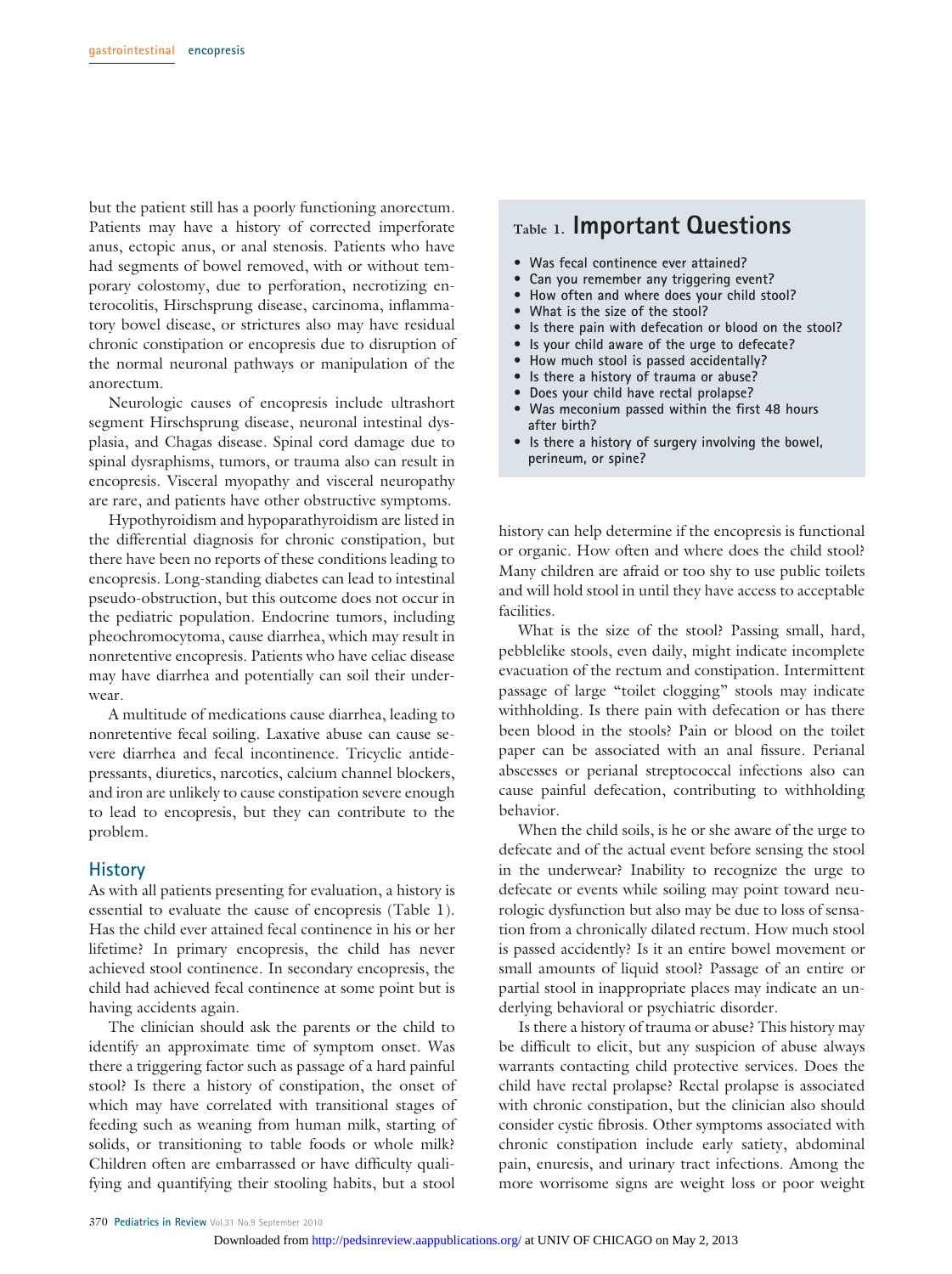but the patient still has a poorly functioning anorectum. Patients may have a history of corrected imperforate anus, ectopic anus, or anal stenosis. Patients who have had segments of bowel removed, with or without temporary colostomy, due to perforation, necrotizing enterocolitis, Hirschsprung disease, carcinoma, inflammatory bowel disease, or strictures also may have residual chronic constipation or encopresis due to disruption of the normal neuronal pathways or manipulation of the anorectum.

Neurologic causes of encopresis include ultrashort segment Hirschsprung disease, neuronal intestinal dysplasia, and Chagas disease. Spinal cord damage due to spinal dysraphisms, tumors, or trauma also can result in encopresis. Visceral myopathy and visceral neuropathy are rare, and patients have other obstructive symptoms.

Hypothyroidism and hypoparathyroidism are listed in the differential diagnosis for chronic constipation, but there have been no reports of these conditions leading to encopresis. Long-standing diabetes can lead to intestinal pseudo-obstruction, but this outcome does not occur in the pediatric population. Endocrine tumors, including pheochromocytoma, cause diarrhea, which may result in nonretentive encopresis. Patients who have celiac disease may have diarrhea and potentially can soil their underwear.

A multitude of medications cause diarrhea, leading to nonretentive fecal soiling. Laxative abuse can cause severe diarrhea and fecal incontinence. Tricyclic antidepressants, diuretics, narcotics, calcium channel blockers, and iron are unlikely to cause constipation severe enough to lead to encopresis, but they can contribute to the problem.

## History

As with all patients presenting for evaluation, a history is essential to evaluate the cause of encopresis (Table 1). Has the child ever attained fecal continence in his or her lifetime? In primary encopresis, the child has never achieved stool continence. In secondary encopresis, the child had achieved fecal continence at some point but is having accidents again.

The clinician should ask the parents or the child to identify an approximate time of symptom onset. Was there a triggering factor such as passage of a hard painful stool? Is there a history of constipation, the onset of which may have correlated with transitional stages of feeding such as weaning from human milk, starting of solids, or transitioning to table foods or whole milk? Children often are embarrassed or have difficulty qualifying and quantifying their stooling habits, but a stool history can help determine if the encopresis is functional or organic. How often and where does the child stool? Many children are afraid or too shy to use public toilets and will hold stool in until they have access to acceptable facilities.

What is the size of the stool? Passing small, hard, pebblelike stools, even daily, might indicate incomplete evacuation of the rectum and constipation. Intermittent passage of large "toilet clogging" stools may indicate withholding. Is there pain with defecation or has there been blood in the stools? Pain or blood on the toilet paper can be associated with an anal fissure. Perianal abscesses or perianal streptococcal infections also can cause painful defecation, contributing to withholding behavior.

When the child soils, is he or she aware of the urge to defecate and of the actual event before sensing the stool in the underwear? Inability to recognize the urge to defecate or events while soiling may point toward neurologic dysfunction but also may be due to loss of sensation from a chronically dilated rectum. How much stool is passed accidently? Is it an entire bowel movement or small amounts of liquid stool? Passage of an entire or partial stool in inappropriate places may indicate an underlying behavioral or psychiatric disorder.

Is there a history of trauma or abuse? This history may be difficult to elicit, but any suspicion of abuse always warrants contacting child protective services. Does the child have rectal prolapse? Rectal prolapse is associated with chronic constipation, but the clinician also should consider cystic fibrosis. Other symptoms associated with chronic constipation include early satiety, abdominal pain, enuresis, and urinary tract infections. Among the more worrisome signs are weight loss or poor weight

**Table 1. Important Questions**

- Was fecal continence ever attained?
- Can you remember any triggering event?
- How often and where does your child stool?
- What is the size of the stool?
- Is there pain with defecation or blood on the stool?
- Is your child aware of the urge to defecate?
- How much stool is passed accidentally?
- Is there a history of trauma or abuse?
- Does your child have rectal prolapse?
- Was meconium passed within the first 48 hours after birth?
- Is there a history of surgery involving the bowel, perineum, or spine?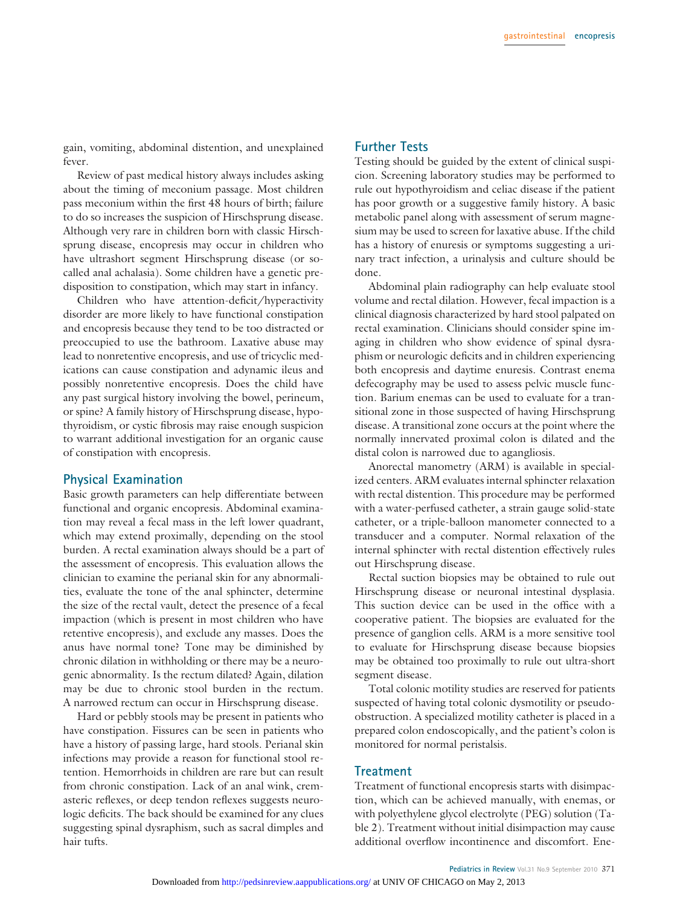gain, vomiting, abdominal distention, and unexplained fever.

Review of past medical history always includes asking about the timing of meconium passage. Most children pass meconium within the first 48 hours of birth; failure to do so increases the suspicion of Hirschsprung disease. Although very rare in children born with classic Hirschsprung disease, encopresis may occur in children who have ultrashort segment Hirschsprung disease (or so-called anal achalasia). Some children have a genetic predisposition to constipation, which may start in infancy.

Children who have attention-deficit/hyperactivity disorder are more likely to have functional constipation and encopresis because they tend to be too distracted or preoccupied to use the bathroom. Laxative abuse may lead to nonretentive encopresis, and use of tricyclic medications can cause constipation and adynamic ileus and possibly nonretentive encopresis. Does the child have any past surgical history involving the bowel, perineum, or spine? A family history of Hirschsprung disease, hypothyroidism, or cystic fibrosis may raise enough suspicion to warrant additional investigation for an organic cause of constipation with encopresis.

## Physical Examination

Basic growth parameters can help differentiate between functional and organic encopresis. Abdominal examination may reveal a fecal mass in the left lower quadrant, which may extend proximally, depending on the stool burden. A rectal examination always should be a part of the assessment of encopresis. This evaluation allows the clinician to examine the perianal skin for any abnormalities, evaluate the tone of the anal sphincter, determine the size of the rectal vault, detect the presence of a fecal impaction (which is present in most children who have retentive encopresis), and exclude any masses. Does the anus have normal tone? Tone may be diminished by chronic dilation in withholding or there may be a neurogenic abnormality. Is the rectum dilated? Again, dilation may be due to chronic stool burden in the rectum. A narrowed rectum can occur in Hirschsprung disease.

Hard or pebbly stools may be present in patients who have constipation. Fissures can be seen in patients who have a history of passing large, hard stools. Perianal skin infections may provide a reason for functional stool retention. Hemorrhoids in children are rare but can result from chronic constipation. Lack of an anal wink, cremasteric reflexes, or deep tendon reflexes suggests neurologic deficits. The back should be examined for any clues suggesting spinal dysraphism, such as sacral dimples and hair tufts.

## Further Tests

Testing should be guided by the extent of clinical suspicion. Screening laboratory studies may be performed to rule out hypothyroidism and celiac disease if the patient has poor growth or a suggestive family history. A basic metabolic panel along with assessment of serum magnesium may be used to screen for laxative abuse. If the child has a history of enuresis or symptoms suggesting a urinary tract infection, a urinalysis and culture should be done.

Abdominal plain radiography can help evaluate stool volume and rectal dilation. However, fecal impaction is a clinical diagnosis characterized by hard stool palpated on rectal examination. Clinicians should consider spine imaging in children who show evidence of spinal dysraphism or neurologic deficits and in children experiencing both encopresis and daytime enuresis. Contrast enema defecography may be used to assess pelvic muscle function. Barium enemas can be used to evaluate for a transitional zone in those suspected of having Hirschsprung disease. A transitional zone occurs at the point where the normally innervated proximal colon is dilated and the distal colon is narrowed due to agangliosis.

Anorectal manometry (ARM) is available in specialized centers. ARM evaluates internal sphincter relaxation with rectal distention. This procedure may be performed with a water-perfused catheter, a strain gauge solid-state catheter, or a triple-balloon manometer connected to a transducer and a computer. Normal relaxation of the internal sphincter with rectal distention effectively rules out Hirschsprung disease.

Rectal suction biopsies may be obtained to rule out Hirschsprung disease or neuronal intestinal dysplasia. This suction device can be used in the office with a cooperative patient. The biopsies are evaluated for the presence of ganglion cells. ARM is a more sensitive tool to evaluate for Hirschsprung disease because biopsies may be obtained too proximally to rule out ultra-short segment disease.

Total colonic motility studies are reserved for patients suspected of having total colonic dysmotility or pseudo-obstruction. A specialized motility catheter is placed in a prepared colon endoscopically, and the patient's colon is monitored for normal peristalsis.

## Treatment

Treatment of functional encopresis starts with disimpaction, which can be achieved manually, with enemas, or with polyethylene glycol electrolyte (PEG) solution (Table 2). Treatment without initial disimpaction may cause additional overflow incontinence and discomfort. Ene-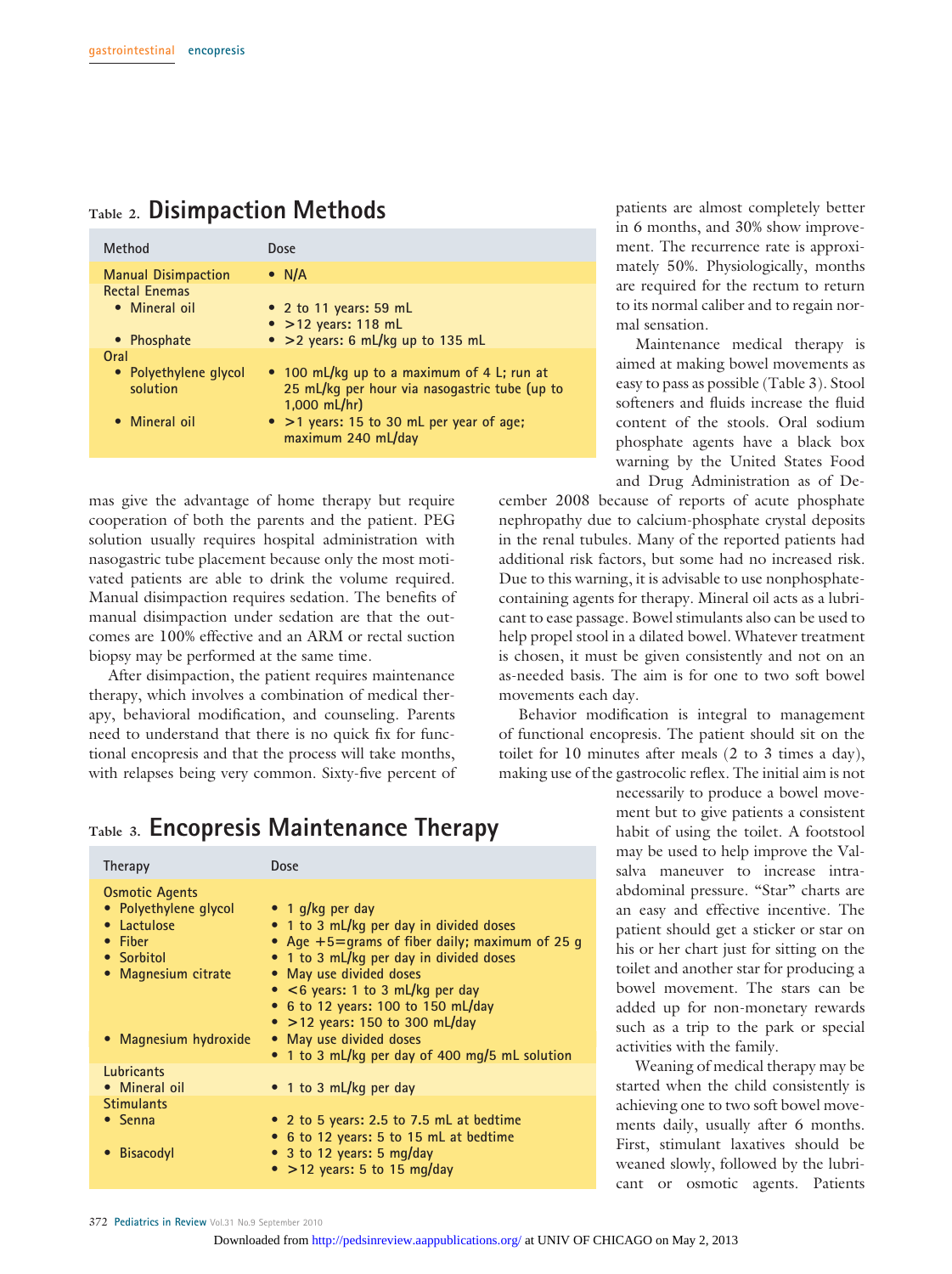## Table 2. Disimpaction Methods

| Method | Dose |
|---|---|
| Manual Disimpaction | • N/A |
| Rectal Enemas | |
| • Mineral oil | • 2 to 11 years: 59 mL<br>• >12 years: 118 mL |
| • Phosphate | • >2 years: 6 mL/kg up to 135 mL |
| Oral | |
| • Polyethylene glycol solution | • 100 mL/kg up to a maximum of 4 L; run at 25 mL/kg per hour via nasogastric tube (up to 1,000 mL/hr) |
| • Mineral oil | • >1 years: 15 to 30 mL per year of age; maximum 240 mL/day |

mas give the advantage of home therapy but require cooperation of both the parents and the patient. PEG solution usually requires hospital administration with nasogastric tube placement because only the most motivated patients are able to drink the volume required. Manual disimpaction requires sedation. The benefits of manual disimpaction under sedation are that the outcomes are 100% effective and an ARM or rectal suction biopsy may be performed at the same time.

After disimpaction, the patient requires maintenance therapy, which involves a combination of medical therapy, behavioral modification, and counseling. Parents need to understand that there is no quick fix for functional encopresis and that the process will take months, with relapses being very common. Sixty-five percent of patients are almost completely better in 6 months, and 30% show improvement. The recurrence rate is approximately 50%. Physiologically, months are required for the rectum to return to its normal caliber and to regain normal sensation.

Maintenance medical therapy is aimed at making bowel movements as easy to pass as possible (Table 3). Stool softeners and fluids increase the fluid content of the stools. Oral sodium phosphate agents have a black box warning by the United States Food and Drug Administration as of December 2008 because of reports of acute phosphate nephropathy due to calcium-phosphate crystal deposits in the renal tubules. Many of the reported patients had additional risk factors, but some had no increased risk. Due to this warning, it is advisable to use nonphosphate-containing agents for therapy. Mineral oil acts as a lubricant to ease passage. Bowel stimulants also can be used to help propel stool in a dilated bowel. Whatever treatment is chosen, it must be given consistently and not on an as-needed basis. The aim is for one to two soft bowel movements each day.

Behavior modification is integral to management of functional encopresis. The patient should sit on the toilet for 10 minutes after meals (2 to 3 times a day), making use of the gastrocolic reflex. The initial aim is not necessarily to produce a bowel movement but to give patients a consistent habit of using the toilet. A footstool may be used to help improve the Valsalva maneuver to increase intra-abdominal pressure. "Star" charts are an easy and effective incentive. The patient should get a sticker or star on his or her chart just for sitting on the toilet and another star for producing a bowel movement. The stars can be added up for non-monetary rewards such as a trip to the park or special activities with the family.

Weaning of medical therapy may be started when the child consistently is achieving one to two soft bowel movements daily, usually after 6 months. First, stimulant laxatives should be weaned slowly, followed by the lubricant or osmotic agents. Patients

## Table 3. Encopresis Maintenance Therapy

| Therapy | Dose |
|---|---|
| Osmotic Agents | |
| • Polyethylene glycol | • 1 g/kg per day |
| • Lactulose | • 1 to 3 mL/kg per day in divided doses |
| • Fiber | • Age +5=grams of fiber daily; maximum of 25 g |
| • Sorbitol | • 1 to 3 mL/kg per day in divided doses |
| • Magnesium citrate | • May use divided doses<br>• <6 years: 1 to 3 mL/kg per day<br>• 6 to 12 years: 100 to 150 mL/day<br>• >12 years: 150 to 300 mL/day |
| • Magnesium hydroxide | • May use divided doses<br>• 1 to 3 mL/kg per day of 400 mg/5 mL solution |
| Lubricants | |
| • Mineral oil | • 1 to 3 mL/kg per day |
| Stimulants | |
| • Senna | • 2 to 5 years: 2.5 to 7.5 mL at bedtime<br>• 6 to 12 years: 5 to 15 mL at bedtime |
| • Bisacodyl | • 3 to 12 years: 5 mg/day<br>• >12 years: 5 to 15 mg/day |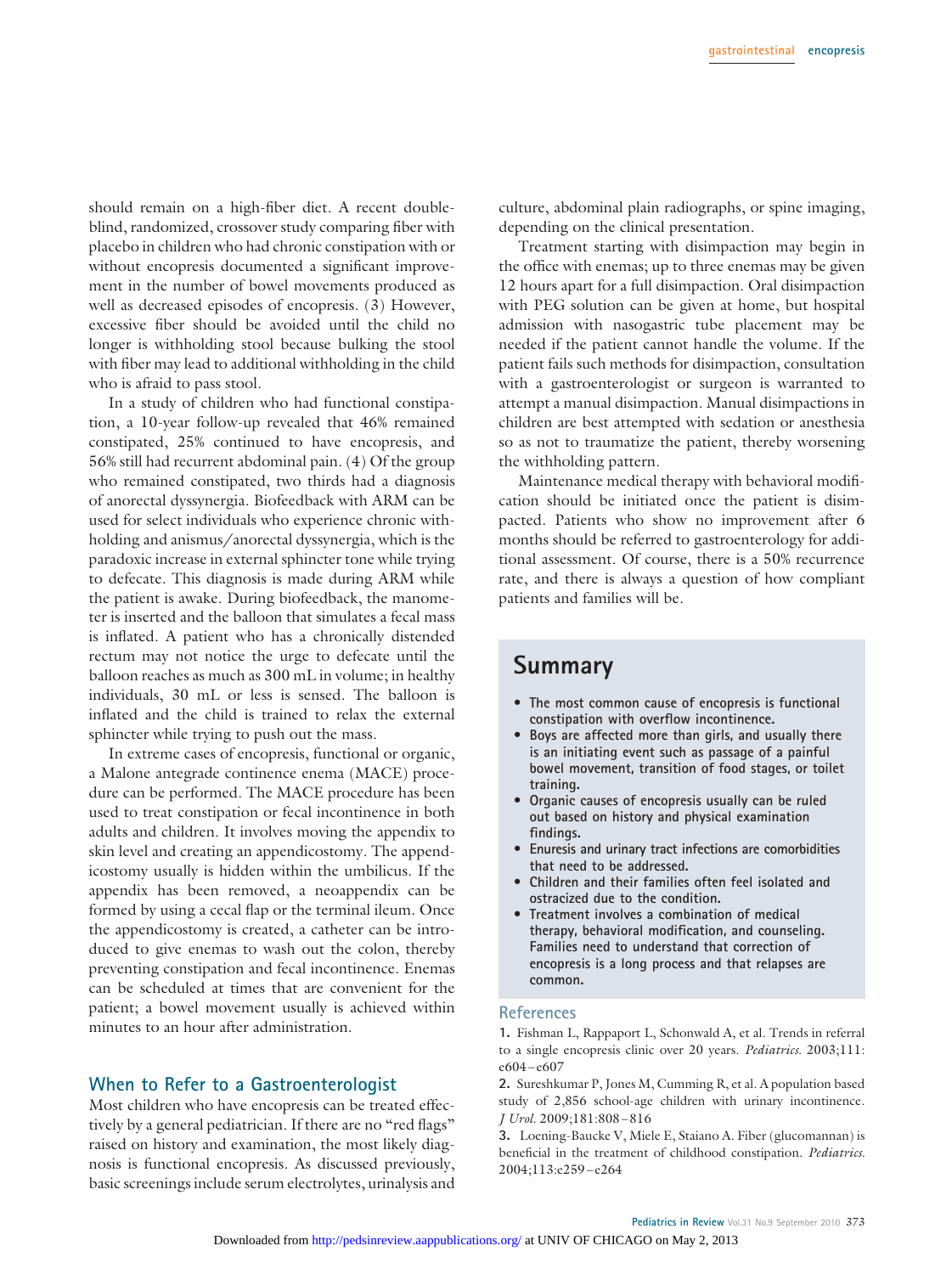should remain on a high-fiber diet. A recent double-blind, randomized, crossover study comparing fiber with placebo in children who had chronic constipation with or without encopresis documented a significant improvement in the number of bowel movements produced as well as decreased episodes of encopresis. (3) However, excessive fiber should be avoided until the child no longer is withholding stool because bulking the stool with fiber may lead to additional withholding in the child who is afraid to pass stool.

In a study of children who had functional constipation, a 10-year follow-up revealed that 46% remained constipated, 25% continued to have encopresis, and 56% still had recurrent abdominal pain. (4) Of the group who remained constipated, two thirds had a diagnosis of anorectal dyssynergia. Biofeedback with ARM can be used for select individuals who experience chronic withholding and anismus/anorectal dyssynergia, which is the paradoxic increase in external sphincter tone while trying to defecate. This diagnosis is made during ARM while the patient is awake. During biofeedback, the manometer is inserted and the balloon that simulates a fecal mass is inflated. A patient who has a chronically distended rectum may not notice the urge to defecate until the balloon reaches as much as 300 mL in volume; in healthy individuals, 30 mL or less is sensed. The balloon is inflated and the child is trained to relax the external sphincter while trying to push out the mass.

In extreme cases of encopresis, functional or organic, a Malone antegrade continence enema (MACE) procedure can be performed. The MACE procedure has been used to treat constipation or fecal incontinence in both adults and children. It involves moving the appendix to skin level and creating an appendicostomy. The appendicostomy usually is hidden within the umbilicus. If the appendix has been removed, a neoappendix can be formed by using a cecal flap or the terminal ileum. Once the appendicostomy is created, a catheter can be introduced to give enemas to wash out the colon, thereby preventing constipation and fecal incontinence. Enemas can be scheduled at times that are convenient for the patient; a bowel movement usually is achieved within minutes to an hour after administration.

## When to Refer to a Gastroenterologist

Most children who have encopresis can be treated effectively by a general pediatrician. If there are no "red flags" raised on history and examination, the most likely diagnosis is functional encopresis. As discussed previously, basic screenings include serum electrolytes, urinalysis and culture, abdominal plain radiographs, or spine imaging, depending on the clinical presentation.

Treatment starting with disimpaction may begin in the office with enemas; up to three enemas may be given 12 hours apart for a full disimpaction. Oral disimpaction with PEG solution can be given at home, but hospital admission with nasogastric tube placement may be needed if the patient cannot handle the volume. If the patient fails such methods for disimpaction, consultation with a gastroenterologist or surgeon is warranted to attempt a manual disimpaction. Manual disimpactions in children are best attempted with sedation or anesthesia so as not to traumatize the patient, thereby worsening the withholding pattern.

Maintenance medical therapy with behavioral modification should be initiated once the patient is disimpacted. Patients who show no improvement after 6 months should be referred to gastroenterology for additional assessment. Of course, there is a 50% recurrence rate, and there is always a question of how compliant patients and families will be.

## Summary

- **The most common cause of encopresis is functional constipation with overflow incontinence.**
- **Boys are affected more than girls, and usually there is an initiating event such as passage of a painful bowel movement, transition of food stages, or toilet training.**
- **Organic causes of encopresis usually can be ruled out based on history and physical examination findings.**
- **Enuresis and urinary tract infections are comorbidities that need to be addressed.**
- **Children and their families often feel isolated and ostracized due to the condition.**
- **Treatment involves a combination of medical therapy, behavioral modification, and counseling. Families need to understand that correction of encopresis is a long process and that relapses are common.**

### References

1. Fishman L, Rappaport L, Schonwald A, et al. Trends in referral to a single encopresis clinic over 20 years. *Pediatrics.* 2003;111:e604–e607

2. Sureshkumar P, Jones M, Cumming R, et al. A population based study of 2,856 school-age children with urinary incontinence. *J Urol.* 2009;181:808–816

3. Loening-Baucke V, Miele E, Staiano A. Fiber (glucomannan) is beneficial in the treatment of childhood constipation. *Pediatrics.* 2004;113:e259–e264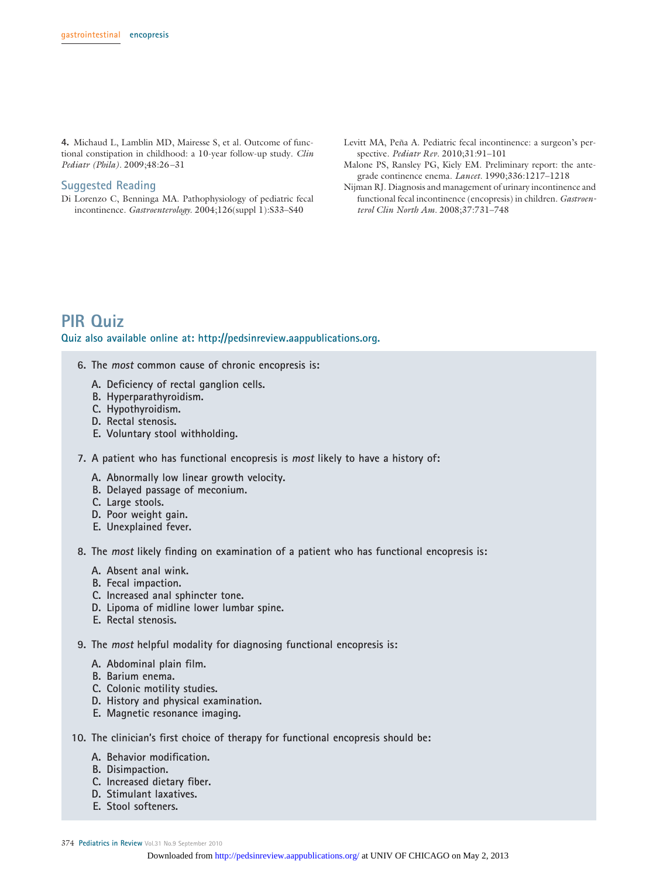4. Michaud L, Lamblin MD, Mairesse S, et al. Outcome of functional constipation in childhood: a 10-year follow-up study. *Clin Pediatr (Phila)*. 2009;48:26–31

## Suggested Reading

Di Lorenzo C, Benninga MA. Pathophysiology of pediatric fecal incontinence. *Gastroenterology*. 2004;126(suppl 1):S33–S40

Levitt MA, Peña A. Pediatric fecal incontinence: a surgeon's perspective. *Pediatr Rev*. 2010;31:91–101

Malone PS, Ransley PG, Kiely EM. Preliminary report: the antegrade continence enema. *Lancet*. 1990;336:1217–1218

Nijman RJ. Diagnosis and management of urinary incontinence and functional fecal incontinence (encopresis) in children. *Gastroenterol Clin North Am*. 2008;37:731–748

# PIR Quiz

**Quiz also available online at: http://pedsinreview.aappublications.org.**

**6. The *most* common cause of chronic encopresis is:**

A. Deficiency of rectal ganglion cells.
B. Hyperparathyroidism.
C. Hypothyroidism.
D. Rectal stenosis.
E. Voluntary stool withholding.

**7. A patient who has functional encopresis is *most* likely to have a history of:**

A. Abnormally low linear growth velocity.
B. Delayed passage of meconium.
C. Large stools.
D. Poor weight gain.
E. Unexplained fever.

**8. The *most* likely finding on examination of a patient who has functional encopresis is:**

A. Absent anal wink.
B. Fecal impaction.
C. Increased anal sphincter tone.
D. Lipoma of midline lower lumbar spine.
E. Rectal stenosis.

**9. The *most* helpful modality for diagnosing functional encopresis is:**

A. Abdominal plain film.
B. Barium enema.
C. Colonic motility studies.
D. History and physical examination.
E. Magnetic resonance imaging.

**10. The clinician's first choice of therapy for functional encopresis should be:**

A. Behavior modification.
B. Disimpaction.
C. Increased dietary fiber.
D. Stimulant laxatives.
E. Stool softeners.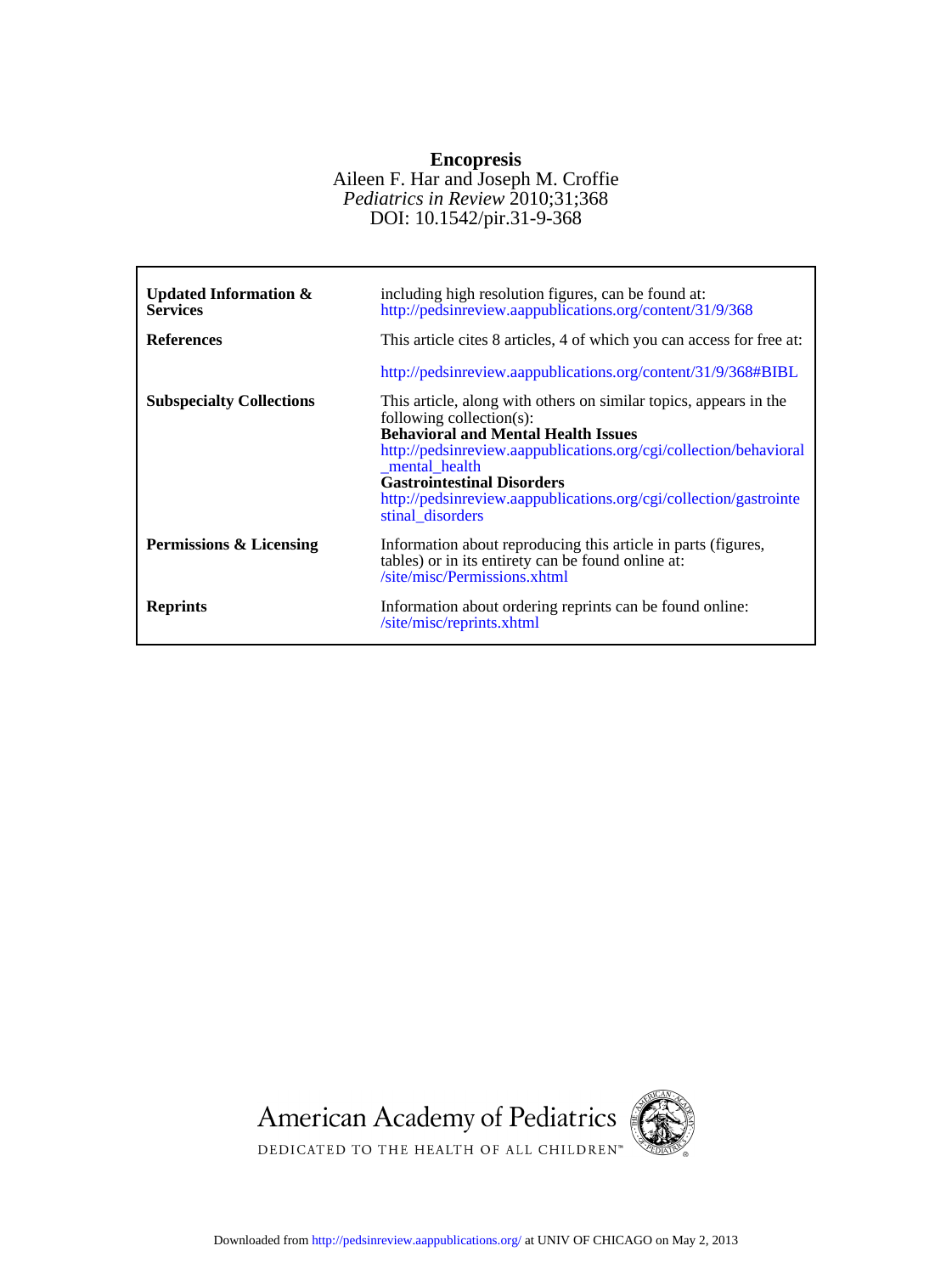# Encopresis

Aileen F. Har and Joseph M. Croffie
*Pediatrics in Review* 2010;31;368
DOI: 10.1542/pir.31-9-368

| | |
|---|---|
| **Updated Information & Services** | including high resolution figures, can be found at: http://pedsinreview.aappublications.org/content/31/9/368 |
| **References** | This article cites 8 articles, 4 of which you can access for free at: http://pedsinreview.aappublications.org/content/31/9/368#BIBL |
| **Subspecialty Collections** | This article, along with others on similar topics, appears in the following collection(s): **Behavioral and Mental Health Issues** http://pedsinreview.aappublications.org/cgi/collection/behavioral_mental_health **Gastrointestinal Disorders** http://pedsinreview.aappublications.org/cgi/collection/gastrointestinal_disorders |
| **Permissions & Licensing** | Information about reproducing this article in parts (figures, tables) or in its entirety can be found online at: /site/misc/Permissions.xhtml |
| **Reprints** | Information about ordering reprints can be found online: /site/misc/reprints.xhtml |

American Academy of Pediatrics

DEDICATED TO THE HEALTH OF ALL CHILDREN™

Downloaded from http://pedsinreview.aappublications.org/ at UNIV OF CHICAGO on May 2, 2013